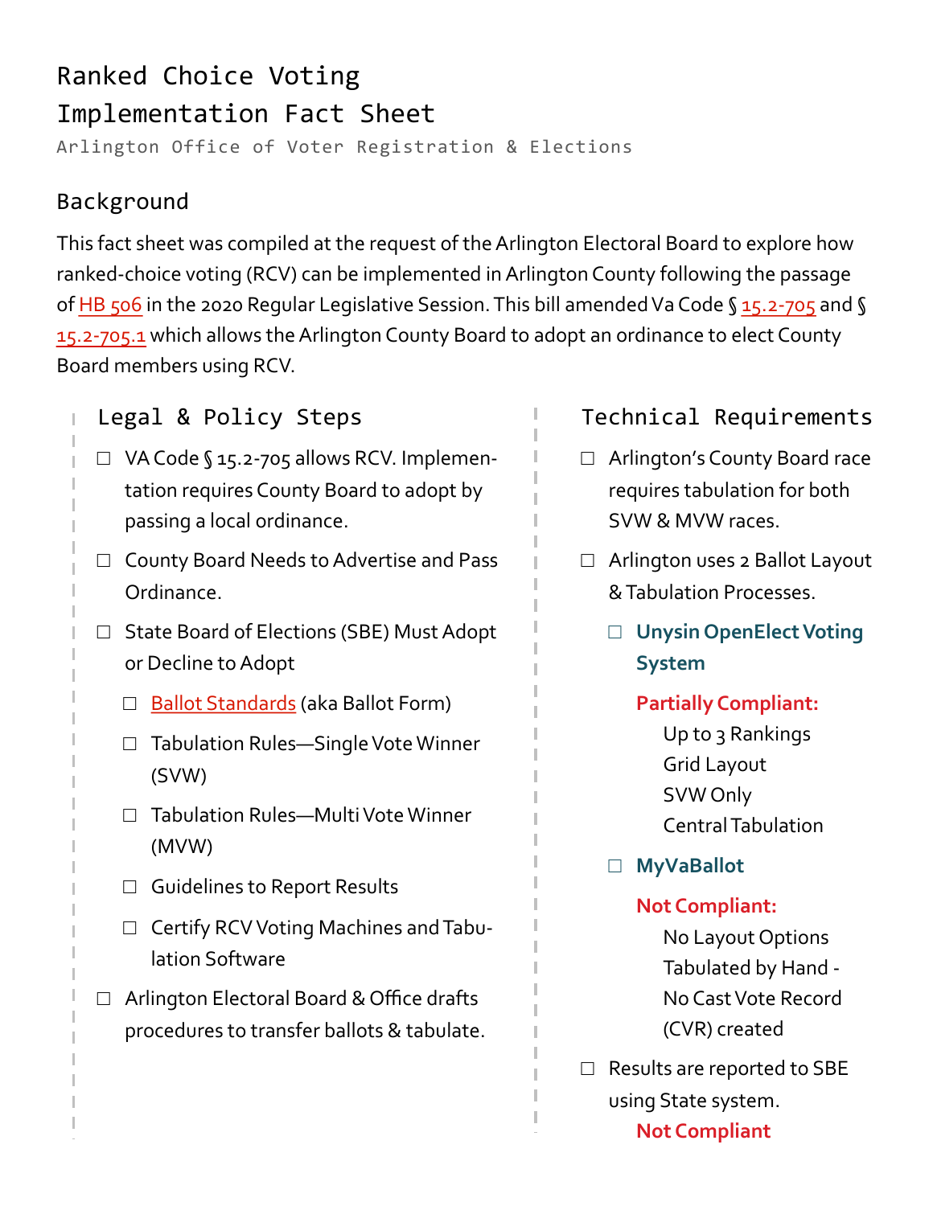# Ranked Choice Voting Implementation Fact Sheet

Arlington Office of Voter Registration & Elections

## Background

This fact sheet was compiled at the request of the Arlington Electoral Board to explore how ranked-choice voting (RCV) can be implemented in Arlington County following the passage of HB 506 in the 2020 Regular Legislative Session. This bill amended Va Code § 15.2-705 and § 15.2-705.1 which allows the Arlington County Board to adopt an ordinance to elect County Board members using RCV.

### Legal & Policy Steps

- ☐ VA Code § 15.2-705 allows RCV. Implementation requires County Board to adopt by passing a local ordinance.
- ☐ County Board Needs to Advertise and Pass Ordinance.
- ☐ State Board of Elections (SBE) Must Adopt or Decline to Adopt
  - ☐ Ballot Standards (aka Ballot Form)
  - ☐ Tabulation Rules—Single Vote Winner (SVW)
  - ☐ Tabulation Rules—Multi Vote Winner (MVW)
  - ☐ Guidelines to Report Results
  - ☐ Certify RCV Voting Machines and Tabulation Software
- ☐ Arlington Electoral Board & Office drafts procedures to transfer ballots & tabulate.

### Technical Requirements

- ☐ Arlington's County Board race requires tabulation for both SVW & MVW races.
- ☐ Arlington uses 2 Ballot Layout & Tabulation Processes.
  - ☐ **Unysin OpenElect Voting System**

    **Partially Compliant:**

    Up to 3 Rankings
    Grid Layout
    SVW Only
    Central Tabulation
  - ☐ **MyVaBallot**

    **Not Compliant:**

    No Layout Options
    Tabulated by Hand - No Cast Vote Record (CVR) created
- ☐ Results are reported to SBE using State system.

  **Not Compliant**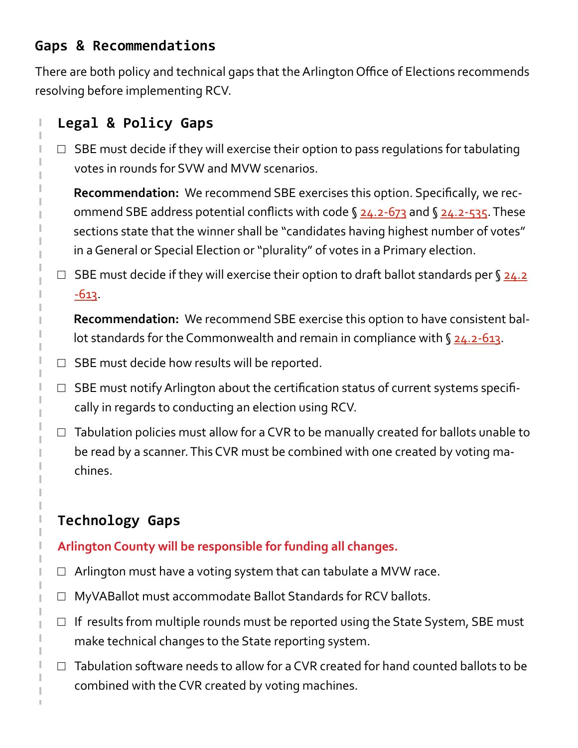## Gaps & Recommendations

There are both policy and technical gaps that the Arlington Office of Elections recommends resolving before implementing RCV.

### Legal & Policy Gaps

- ☐ SBE must decide if they will exercise their option to pass regulations for tabulating votes in rounds for SVW and MVW scenarios.

  **Recommendation:** We recommend SBE exercises this option. Specifically, we recommend SBE address potential conflicts with code § 24.2-673 and § 24.2-535. These sections state that the winner shall be "candidates having highest number of votes" in a General or Special Election or "plurality" of votes in a Primary election.

- ☐ SBE must decide if they will exercise their option to draft ballot standards per § 24.2-613.

  **Recommendation:** We recommend SBE exercise this option to have consistent ballot standards for the Commonwealth and remain in compliance with § 24.2-613.

- ☐ SBE must decide how results will be reported.
- ☐ SBE must notify Arlington about the certification status of current systems specifically in regards to conducting an election using RCV.
- ☐ Tabulation policies must allow for a CVR to be manually created for ballots unable to be read by a scanner. This CVR must be combined with one created by voting machines.

### Technology Gaps

**Arlington County will be responsible for funding all changes.**

- ☐ Arlington must have a voting system that can tabulate a MVW race.
- ☐ MyVABallot must accommodate Ballot Standards for RCV ballots.
- ☐ If results from multiple rounds must be reported using the State System, SBE must make technical changes to the State reporting system.
- ☐ Tabulation software needs to allow for a CVR created for hand counted ballots to be combined with the CVR created by voting machines.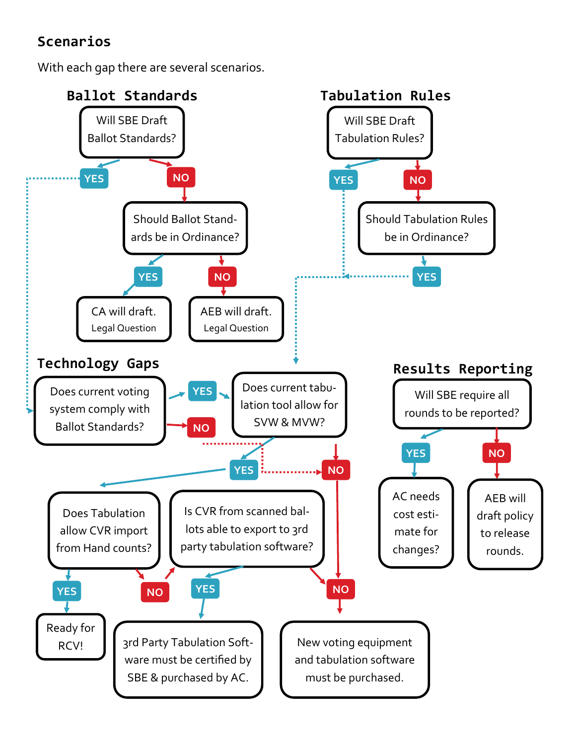## Scenarios

With each gap there are several scenarios.

### Ballot Standards

- Will SBE Draft Ballot Standards?
  - YES → Technology Gaps: Does current voting system comply with Ballot Standards?
  - NO → Should Ballot Standards be in Ordinance?
    - YES → CA will draft. Legal Question
    - NO → AEB will draft. Legal Question

### Tabulation Rules

- Will SBE Draft Tabulation Rules?
  - YES → Technology Gaps: Does current tabulation tool allow for SVW & MVW?
  - NO → Should Tabulation Rules be in Ordinance?
    - YES → Technology Gaps: Does current tabulation tool allow for SVW & MVW?

### Technology Gaps

- Does current voting system comply with Ballot Standards?
  - YES → Does current tabulation tool allow for SVW & MVW?
  - NO → NO (New voting equipment and tabulation software must be purchased.)
- Does current tabulation tool allow for SVW & MVW?
  - YES → Does Tabulation allow CVR import from Hand counts?
  - NO → New voting equipment and tabulation software must be purchased.
- Does Tabulation allow CVR import from Hand counts?
  - YES → Ready for RCV!
  - NO → Is CVR from scanned ballots able to export to 3rd party tabulation software?
- Is CVR from scanned ballots able to export to 3rd party tabulation software?
  - YES → 3rd Party Tabulation Software must be certified by SBE & purchased by AC.
  - NO → New voting equipment and tabulation software must be purchased.

### Results Reporting

- Will SBE require all rounds to be reported?
  - YES → AC needs cost estimate for changes?
  - NO → AEB will draft policy to release rounds.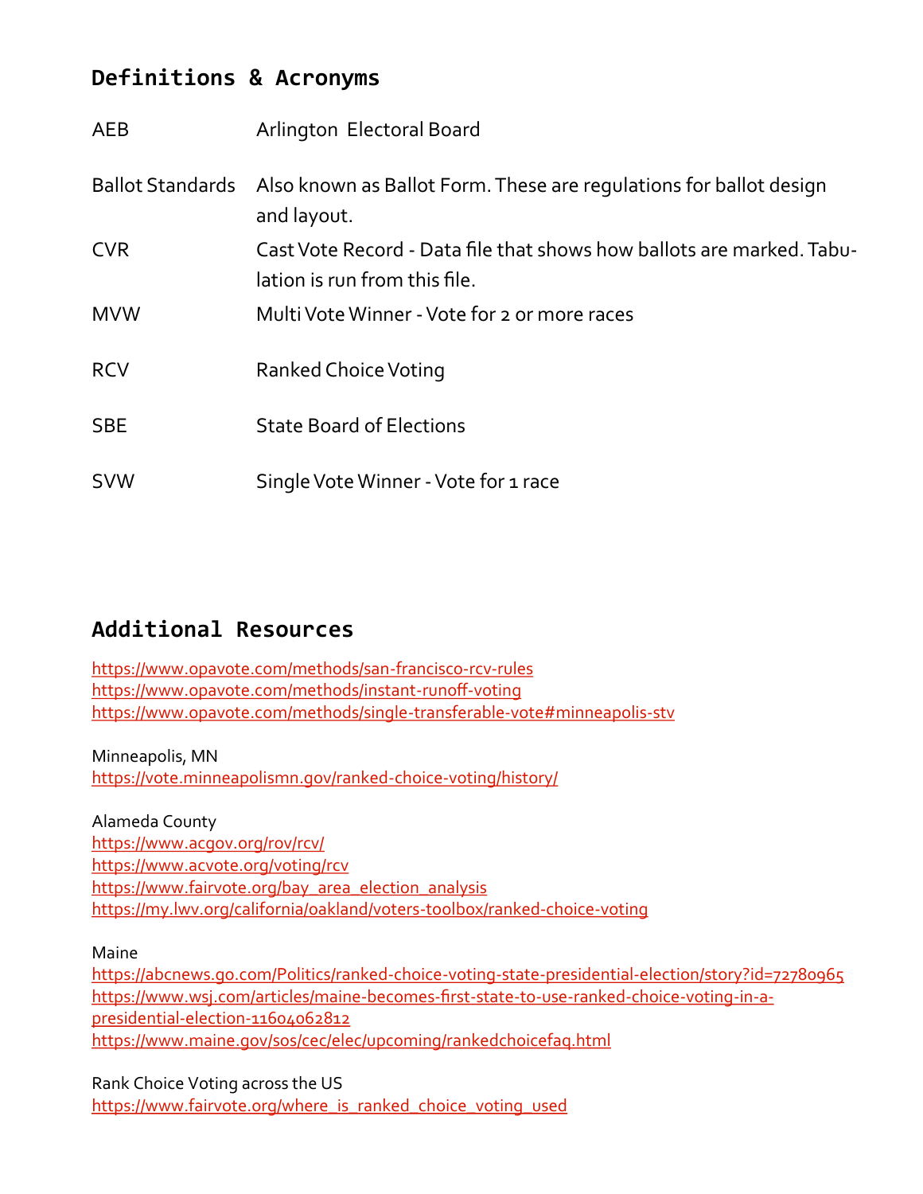## Definitions & Acronyms

| | |
|---|---|
| AEB | Arlington Electoral Board |
| Ballot Standards | Also known as Ballot Form. These are regulations for ballot design and layout. |
| CVR | Cast Vote Record - Data file that shows how ballots are marked. Tabulation is run from this file. |
| MVW | Multi Vote Winner - Vote for 2 or more races |
| RCV | Ranked Choice Voting |
| SBE | State Board of Elections |
| SVW | Single Vote Winner - Vote for 1 race |

## Additional Resources

https://www.opavote.com/methods/san-francisco-rcv-rules
https://www.opavote.com/methods/instant-runoff-voting
https://www.opavote.com/methods/single-transferable-vote#minneapolis-stv

Minneapolis, MN
https://vote.minneapolismn.gov/ranked-choice-voting/history/

Alameda County
https://www.acgov.org/rov/rcv/
https://www.acvote.org/voting/rcv
https://www.fairvote.org/bay_area_election_analysis
https://my.lwv.org/california/oakland/voters-toolbox/ranked-choice-voting

Maine
https://abcnews.go.com/Politics/ranked-choice-voting-state-presidential-election/story?id=72780965
https://www.wsj.com/articles/maine-becomes-first-state-to-use-ranked-choice-voting-in-a-presidential-election-11604062812
https://www.maine.gov/sos/cec/elec/upcoming/rankedchoicefaq.html

Rank Choice Voting across the US
https://www.fairvote.org/where_is_ranked_choice_voting_used